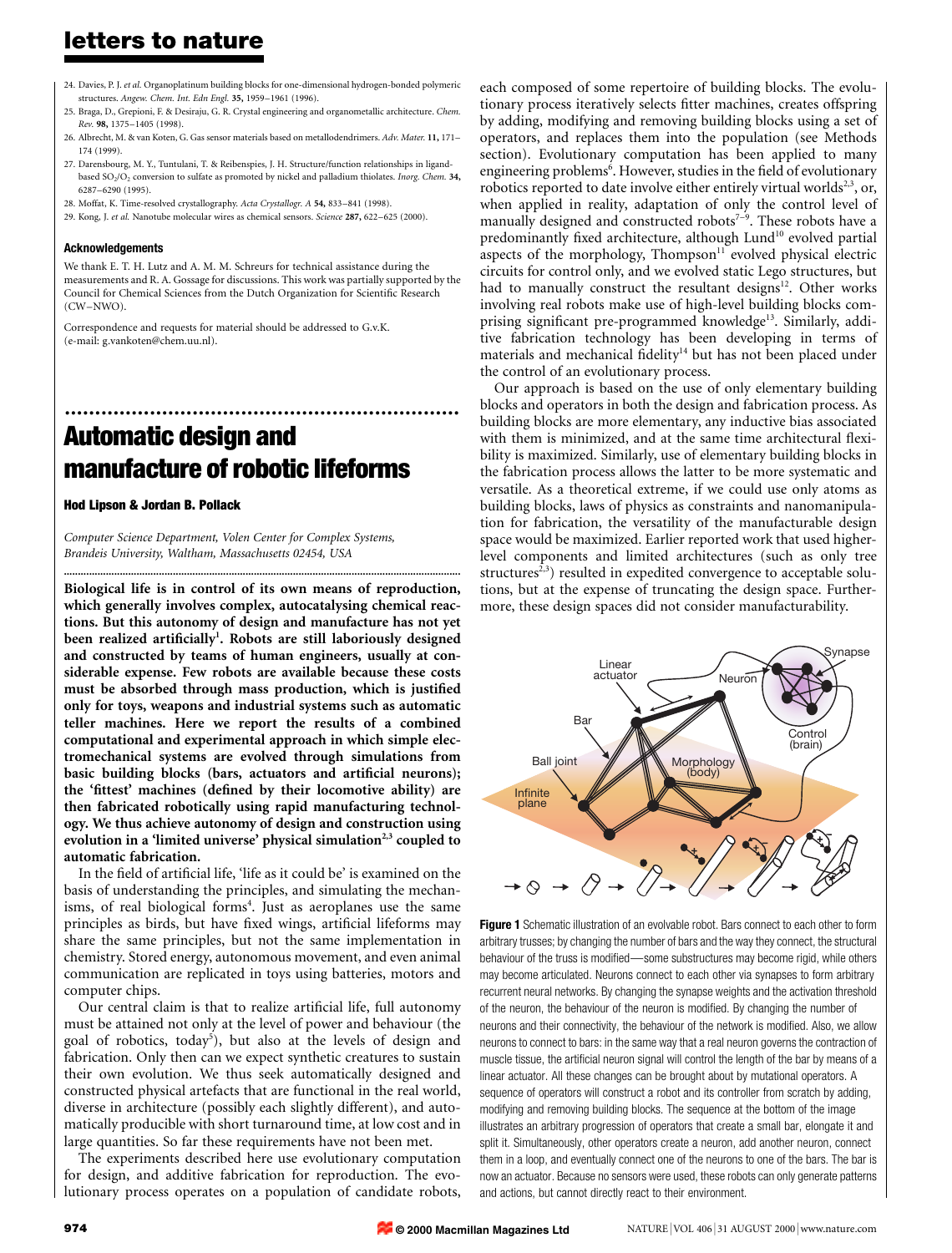24. Davies, P. J. *et al.* Organoplatinum building blocks for one-dimensional hydrogen-bonded polymeric structures. *Angew. Chem. Int. Edn Engl.* **35,** 1959–1961 (1996).
25. Braga, D., Grepioni, F. & Desiraju, G. R. Crystal engineering and organometallic architecture. *Chem. Rev.* **98,** 1375–1405 (1998).
26. Albrecht, M. & van Koten, G. Gas sensor materials based on metallodendrimers. *Adv. Mater.* **11,** 171–174 (1999).
27. Darensbourg, M. Y., Tuntulani, T. & Reibenspies, J. H. Structure/function relationships in ligand-based $SO_2/O_2$ conversion to sulfate as promoted by nickel and palladium thiolates. *Inorg. Chem.* **34,** 6287–6290 (1995).
28. Moffat, K. Time-resolved crystallography. *Acta Crystallogr. A* **54,** 833–841 (1998).
29. Kong, J. *et al.* Nanotube molecular wires as chemical sensors. *Science* **287,** 622–625 (2000).

### Acknowledgements

We thank E. T. H. Lutz and A. M. M. Schreurs for technical assistance during the measurements and R. A. Gossage for discussions. This work was partially supported by the Council for Chemical Sciences from the Dutch Organization for Scientific Research (CW–NWO).

Correspondence and requests for material should be addressed to G.v.K. (e-mail: g.vankoten@chem.uu.nl).

# Automatic design and manufacture of robotic lifeforms

**Hod Lipson & Jordan B. Pollack**

*Computer Science Department, Volen Center for Complex Systems, Brandeis University, Waltham, Massachusetts 02454, USA*

**Biological life is in control of its own means of reproduction, which generally involves complex, autocatalysing chemical reactions. But this autonomy of design and manufacture has not yet been realized artificially[1]. Robots are still laboriously designed and constructed by teams of human engineers, usually at considerable expense. Few robots are available because these costs must be absorbed through mass production, which is justified only for toys, weapons and industrial systems such as automatic teller machines. Here we report the results of a combined computational and experimental approach in which simple electromechanical systems are evolved through simulations from basic building blocks (bars, actuators and artificial neurons); the 'fittest' machines (defined by their locomotive ability) are then fabricated robotically using rapid manufacturing technology. We thus achieve autonomy of design and construction using evolution in a 'limited universe' physical simulation[2,3] coupled to automatic fabrication.**

In the field of artificial life, 'life as it could be' is examined on the basis of understanding the principles, and simulating the mechanisms, of real biological forms[4]. Just as aeroplanes use the same principles as birds, but have fixed wings, artificial lifeforms may share the same principles, but not the same implementation in chemistry. Stored energy, autonomous movement, and even animal communication are replicated in toys using batteries, motors and computer chips.

Our central claim is that to realize artificial life, full autonomy must be attained not only at the level of power and behaviour (the goal of robotics, today[5]), but also at the levels of design and fabrication. Only then can we expect synthetic creatures to sustain their own evolution. We thus seek automatically designed and constructed physical artefacts that are functional in the real world, diverse in architecture (possibly each slightly different), and automatically producible with short turnaround time, at low cost and in large quantities. So far these requirements have not been met.

The experiments described here use evolutionary computation for design, and additive fabrication for reproduction. The evolutionary process operates on a population of candidate robots, each composed of some repertoire of building blocks. The evolutionary process iteratively selects fitter machines, creates offspring by adding, modifying and removing building blocks using a set of operators, and replaces them into the population (see Methods section). Evolutionary computation has been applied to many engineering problems[6]. However, studies in the field of evolutionary robotics reported to date involve either entirely virtual worlds[2,3], or, when applied in reality, adaptation of only the control level of manually designed and constructed robots[7–9]. These robots have a predominantly fixed architecture, although Lund[10] evolved partial aspects of the morphology, Thompson[11] evolved physical electric circuits for control only, and we evolved static Lego structures, but had to manually construct the resultant designs[12]. Other works involving real robots make use of high-level building blocks comprising significant pre-programmed knowledge[13]. Similarly, additive fabrication technology has been developing in terms of materials and mechanical fidelity[14] but has not been placed under the control of an evolutionary process.

Our approach is based on the use of only elementary building blocks and operators in both the design and fabrication process. As building blocks are more elementary, any inductive bias associated with them is minimized, and at the same time architectural flexibility is maximized. Similarly, use of elementary building blocks in the fabrication process allows the latter to be more systematic and versatile. As a theoretical extreme, if we could use only atoms as building blocks, laws of physics as constraints and nanomanipulation for fabrication, the versatility of the manufacturable design space would be maximized. Earlier reported work that used higher-level components and limited architectures (such as only tree structures[2,3]) resulted in expedited convergence to acceptable solutions, but at the expense of truncating the design space. Furthermore, these design spaces did not consider manufacturability.

**Figure 1** Schematic illustration of an evolvable robot. Bars connect to each other to form arbitrary trusses; by changing the number of bars and the way they connect, the structural behaviour of the truss is modified—some substructures may become rigid, while others may become articulated. Neurons connect to each other via synapses to form arbitrary recurrent neural networks. By changing the synapse weights and the activation threshold of the neuron, the behaviour of the neuron is modified. By changing the number of neurons and their connectivity, the behaviour of the network is modified. Also, we allow neurons to connect to bars: in the same way that a real neuron governs the contraction of muscle tissue, the artificial neuron signal will control the length of the bar by means of a linear actuator. All these changes can be brought about by mutational operators. A sequence of operators will construct a robot and its controller from scratch by adding, modifying and removing building blocks. The sequence at the bottom of the image illustrates an arbitrary progression of operators that create a small bar, elongate it and split it. Simultaneously, other operators create a neuron, add another neuron, connect them in a loop, and eventually connect one of the neurons to one of the bars. The bar is now an actuator. Because no sensors were used, these robots can only generate patterns and actions, but cannot directly react to their environment.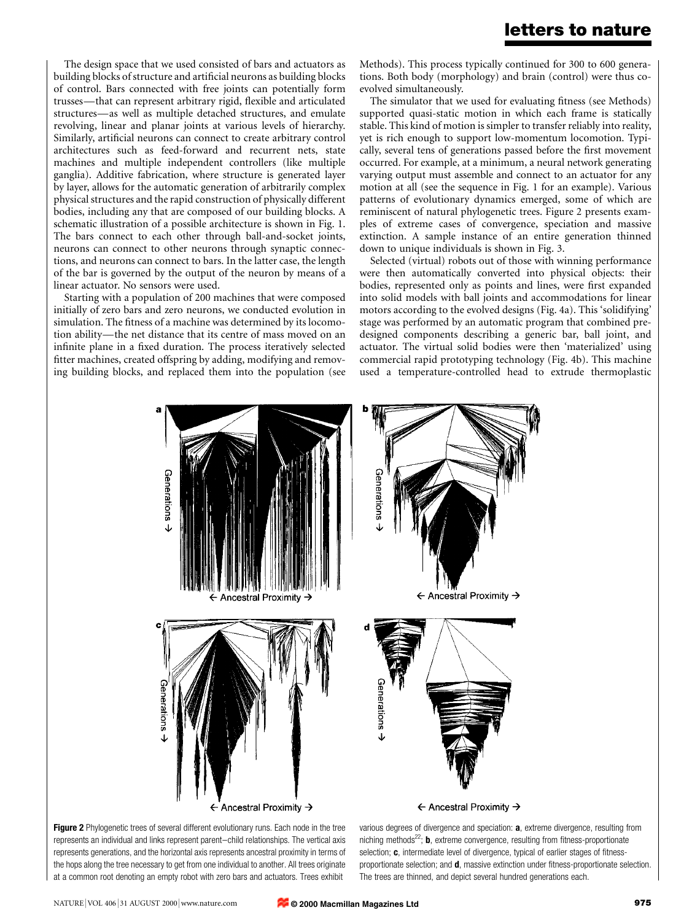The design space that we used consisted of bars and actuators as building blocks of structure and artificial neurons as building blocks of control. Bars connected with free joints can potentially form trusses—that can represent arbitrary rigid, flexible and articulated structures—as well as multiple detached structures, and emulate revolving, linear and planar joints at various levels of hierarchy. Similarly, artificial neurons can connect to create arbitrary control architectures such as feed-forward and recurrent nets, state machines and multiple independent controllers (like multiple ganglia). Additive fabrication, where structure is generated layer by layer, allows for the automatic generation of arbitrarily complex physical structures and the rapid construction of physically different bodies, including any that are composed of our building blocks. A schematic illustration of a possible architecture is shown in Fig. 1. The bars connect to each other through ball-and-socket joints, neurons can connect to other neurons through synaptic connections, and neurons can connect to bars. In the latter case, the length of the bar is governed by the output of the neuron by means of a linear actuator. No sensors were used.

Starting with a population of 200 machines that were composed initially of zero bars and zero neurons, we conducted evolution in simulation. The fitness of a machine was determined by its locomotion ability—the net distance that its centre of mass moved on an infinite plane in a fixed duration. The process iteratively selected fitter machines, created offspring by adding, modifying and removing building blocks, and replaced them into the population (see Methods). This process typically continued for 300 to 600 generations. Both body (morphology) and brain (control) were thus co-evolved simultaneously.

The simulator that we used for evaluating fitness (see Methods) supported quasi-static motion in which each frame is statically stable. This kind of motion is simpler to transfer reliably into reality, yet is rich enough to support low-momentum locomotion. Typically, several tens of generations passed before the first movement occurred. For example, at a minimum, a neural network generating varying output must assemble and connect to an actuator for any motion at all (see the sequence in Fig. 1 for an example). Various patterns of evolutionary dynamics emerged, some of which are reminiscent of natural phylogenetic trees. Figure 2 presents examples of extreme cases of convergence, speciation and massive extinction. A sample instance of an entire generation thinned down to unique individuals is shown in Fig. 3.

Selected (virtual) robots out of those with winning performance were then automatically converted into physical objects: their bodies, represented only as points and lines, were first expanded into solid models with ball joints and accommodations for linear motors according to the evolved designs (Fig. 4a). This 'solidifying' stage was performed by an automatic program that combined predesigned components describing a generic bar, ball joint, and actuator. The virtual solid bodies were then 'materialized' using commercial rapid prototyping technology (Fig. 4b). This machine used a temperature-controlled head to extrude thermoplastic

a
Generations ↓
← Ancestral Proximity →

b
Generations ↓
← Ancestral Proximity →

c
Generations ↓
← Ancestral Proximity →

d
Generations ↓
← Ancestral Proximity →

**Figure 2** Phylogenetic trees of several different evolutionary runs. Each node in the tree represents an individual and links represent parent–child relationships. The vertical axis represents generations, and the horizontal axis represents ancestral proximity in terms of the hops along the tree necessary to get from one individual to another. All trees originate at a common root denoting an empty robot with zero bars and actuators. Trees exhibit various degrees of divergence and speciation: **a**, extreme divergence, resulting from niching methods[22]; **b**, extreme convergence, resulting from fitness-proportionate selection; **c**, intermediate level of divergence, typical of earlier stages of fitness-proportionate selection; and **d**, massive extinction under fitness-proportionate selection. The trees are thinned, and depict several hundred generations each.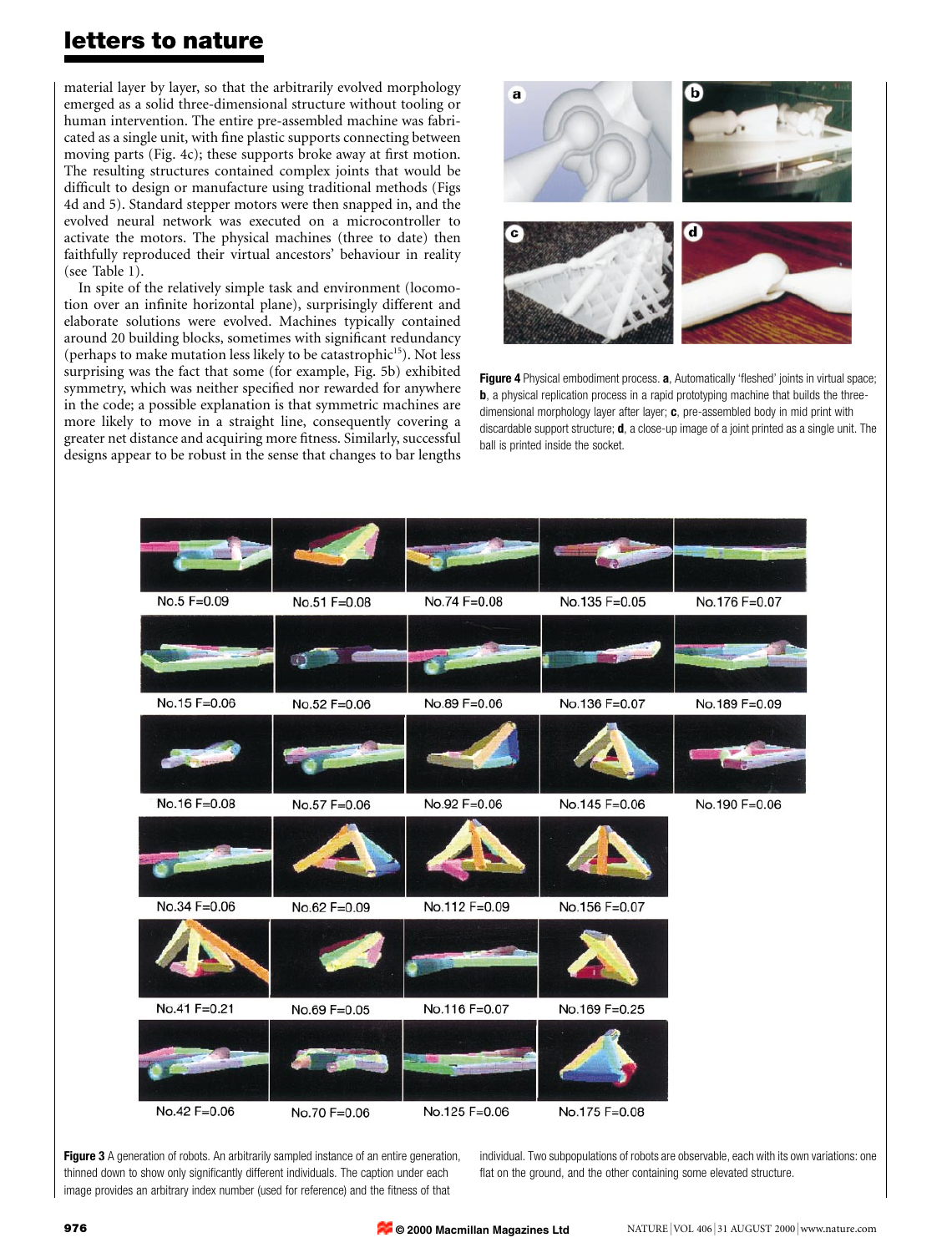material layer by layer, so that the arbitrarily evolved morphology emerged as a solid three-dimensional structure without tooling or human intervention. The entire pre-assembled machine was fabricated as a single unit, with fine plastic supports connecting between moving parts (Fig. 4c); these supports broke away at first motion. The resulting structures contained complex joints that would be difficult to design or manufacture using traditional methods (Figs 4d and 5). Standard stepper motors were then snapped in, and the evolved neural network was executed on a microcontroller to activate the motors. The physical machines (three to date) then faithfully reproduced their virtual ancestors' behaviour in reality (see Table 1).

In spite of the relatively simple task and environment (locomotion over an infinite horizontal plane), surprisingly different and elaborate solutions were evolved. Machines typically contained around 20 building blocks, sometimes with significant redundancy (perhaps to make mutation less likely to be catastrophic[15]). Not less surprising was the fact that some (for example, Fig. 5b) exhibited symmetry, which was neither specified nor rewarded for anywhere in the code; a possible explanation is that symmetric machines are more likely to move in a straight line, consequently covering a greater net distance and acquiring more fitness. Similarly, successful designs appear to be robust in the sense that changes to bar lengths

**Figure 4** Physical embodiment process. **a**, Automatically 'fleshed' joints in virtual space; **b**, a physical replication process in a rapid prototyping machine that builds the three-dimensional morphology layer after layer; **c**, pre-assembled body in mid print with discardable support structure; **d**, a close-up image of a joint printed as a single unit. The ball is printed inside the socket.

No.5 F=0.09 | No.51 F=0.08 | No.74 F=0.08 | No.135 F=0.05 | No.176 F=0.07

No.15 F=0.06 | No.52 F=0.06 | No.89 F=0.06 | No.136 F=0.07 | No.189 F=0.09

No.16 F=0.08 | No.57 F=0.06 | No.92 F=0.06 | No.145 F=0.06 | No.190 F=0.06

No.34 F=0.06 | No.62 F=0.09 | No.112 F=0.09 | No.156 F=0.07

No.41 F=0.21 | No.69 F=0.05 | No.116 F=0.07 | No.169 F=0.25

No.42 F=0.06 | No.70 F=0.06 | No.125 F=0.06 | No.175 F=0.08

**Figure 3** A generation of robots. An arbitrarily sampled instance of an entire generation, thinned down to show only significantly different individuals. The caption under each image provides an arbitrary index number (used for reference) and the fitness of that individual. Two subpopulations of robots are observable, each with its own variations: one flat on the ground, and the other containing some elevated structure.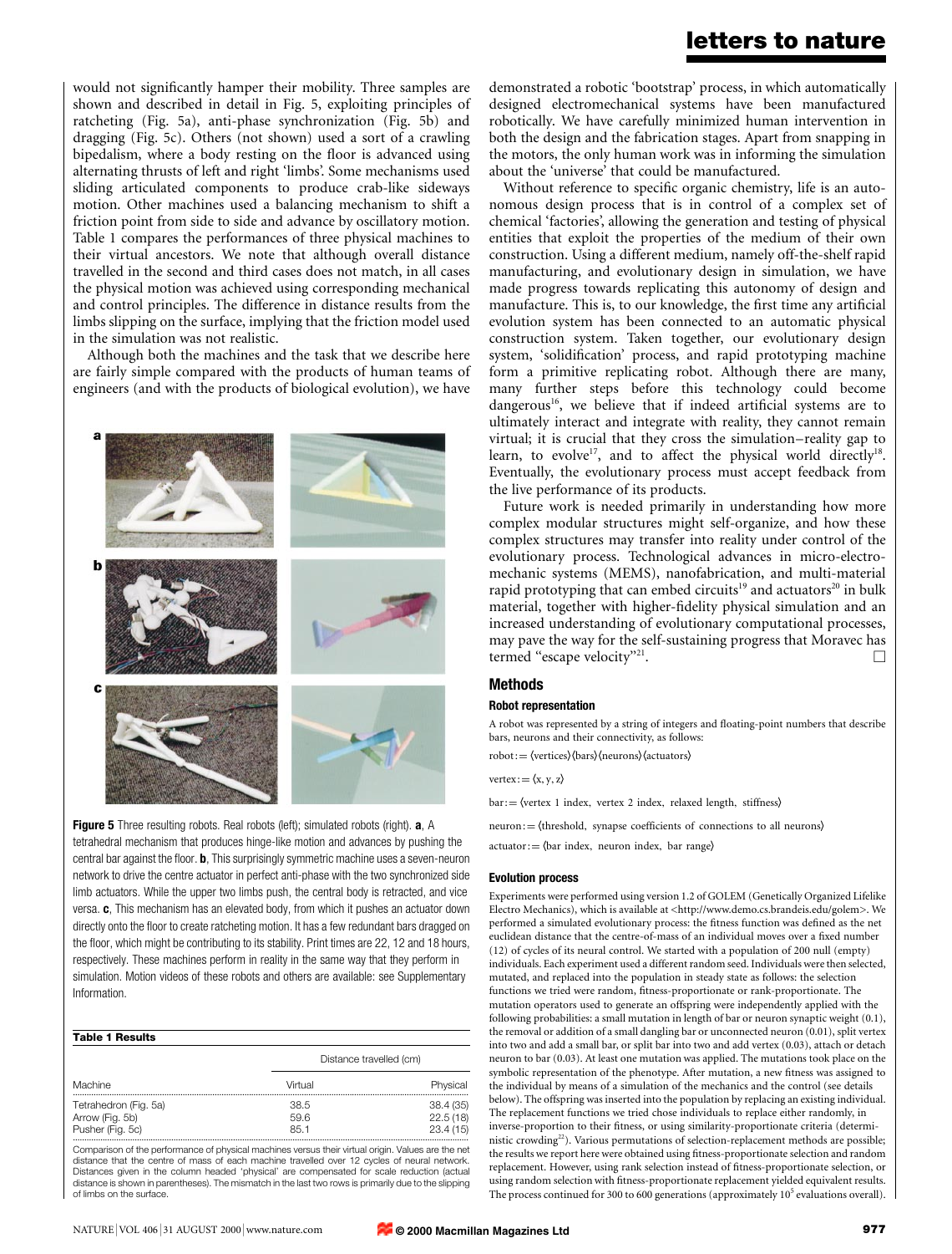would not significantly hamper their mobility. Three samples are shown and described in detail in Fig. 5, exploiting principles of ratcheting (Fig. 5a), anti-phase synchronization (Fig. 5b) and dragging (Fig. 5c). Others (not shown) used a sort of a crawling bipedalism, where a body resting on the floor is advanced using alternating thrusts of left and right 'limbs'. Some mechanisms used sliding articulated components to produce crab-like sideways motion. Other machines used a balancing mechanism to shift a friction point from side to side and advance by oscillatory motion. Table 1 compares the performances of three physical machines to their virtual ancestors. We note that although overall distance travelled in the second and third cases does not match, in all cases the physical motion was achieved using corresponding mechanical and control principles. The difference in distance results from the limbs slipping on the surface, implying that the friction model used in the simulation was not realistic.

Although both the machines and the task that we describe here are fairly simple compared with the products of human teams of engineers (and with the products of biological evolution), we have demonstrated a robotic 'bootstrap' process, in which automatically designed electromechanical systems have been manufactured robotically. We have carefully minimized human intervention in both the design and the fabrication stages. Apart from snapping in the motors, the only human work was in informing the simulation about the 'universe' that could be manufactured.

Without reference to specific organic chemistry, life is an autonomous design process that is in control of a complex set of chemical 'factories', allowing the generation and testing of physical entities that exploit the properties of the medium of their own construction. Using a different medium, namely off-the-shelf rapid manufacturing, and evolutionary design in simulation, we have made progress towards replicating this autonomy of design and manufacture. This is, to our knowledge, the first time any artificial evolution system has been connected to an automatic physical construction system. Taken together, our evolutionary design system, 'solidification' process, and rapid prototyping machine form a primitive replicating robot. Although there are many, many further steps before this technology could become dangerous[16], we believe that if indeed artificial systems are to ultimately interact and integrate with reality, they cannot remain virtual; it is crucial that they cross the simulation–reality gap to learn, to evolve[17], and to affect the physical world directly[18]. Eventually, the evolutionary process must accept feedback from the live performance of its products.

Future work is needed primarily in understanding how more complex modular structures might self-organize, and how these complex structures may transfer into reality under control of the evolutionary process. Technological advances in micro-electro-mechanic systems (MEMS), nanofabrication, and multi-material rapid prototyping that can embed circuits[19] and actuators[20] in bulk material, together with higher-fidelity physical simulation and an increased understanding of evolutionary computational processes, may pave the way for the self-sustaining progress that Moravec has termed "escape velocity"[21]. □

**Figure 5** Three resulting robots. Real robots (left); simulated robots (right). **a**, A tetrahedral mechanism that produces hinge-like motion and advances by pushing the central bar against the floor. **b**, This surprisingly symmetric machine uses a seven-neuron network to drive the centre actuator in perfect anti-phase with the two synchronized side limb actuators. While the upper two limbs push, the central body is retracted, and vice versa. **c**, This mechanism has an elevated body, from which it pushes an actuator down directly onto the floor to create ratcheting motion. It has a few redundant bars dragged on the floor, which might be contributing to its stability. Print times are 22, 12 and 18 hours, respectively. These machines perform in reality in the same way that they perform in simulation. Motion videos of these robots and others are available: see Supplementary Information.

**Table 1 Results**

| Machine | Distance travelled (cm) | |
|---|---|---|
| | Virtual | Physical |
| Tetrahedron (Fig. 5a) | 38.5 | 38.4 (35) |
| Arrow (Fig. 5b) | 59.6 | 22.5 (18) |
| Pusher (Fig. 5c) | 85.1 | 23.4 (15) |

Comparison of the performance of physical machines versus their virtual origin. Values are the net distance that the centre of mass of each machine travelled over 12 cycles of neural network. Distances given in the column headed 'physical' are compensated for scale reduction (actual distance is shown in parentheses). The mismatch in the last two rows is primarily due to the slipping of limbs on the surface.

## Methods

### Robot representation

A robot was represented by a string of integers and floating-point numbers that describe bars, neurons and their connectivity, as follows:

robot := ⟨vertices⟩⟨bars⟩⟨neurons⟩⟨actuators⟩

vertex := ⟨x, y, z⟩

bar := ⟨vertex 1 index, vertex 2 index, relaxed length, stiffness⟩

neuron := ⟨threshold, synapse coefficients of connections to all neurons⟩

actuator := ⟨bar index, neuron index, bar range⟩

### Evolution process

Experiments were performed using version 1.2 of GOLEM (Genetically Organized Lifelike Electro Mechanics), which is available at <http://www.demo.cs.brandeis.edu/golem>. We performed a simulated evolutionary process: the fitness function was defined as the net euclidean distance that the centre-of-mass of an individual moves over a fixed number (12) of cycles of its neural control. We started with a population of 200 null (empty) individuals. Each experiment used a different random seed. Individuals were then selected, mutated, and replaced into the population in steady state as follows: the selection functions we tried were random, fitness-proportionate or rank-proportionate. The mutation operators used to generate an offspring were independently applied with the following probabilities: a small mutation in length of bar or neuron synaptic weight (0.1), the removal or addition of a small dangling bar or unconnected neuron (0.01), split vertex into two and add a small bar, or split bar into two and add vertex (0.03), attach or detach neuron to bar (0.03). At least one mutation was applied. The mutations took place on the symbolic representation of the phenotype. After mutation, a new fitness was assigned to the individual by means of a simulation of the mechanics and the control (see details below). The offspring was inserted into the population by replacing an existing individual. The replacement functions we tried chose individuals to replace either randomly, in inverse-proportion to their fitness, or using similarity-proportionate criteria (deterministic crowding[22]). Various permutations of selection-replacement methods are possible; the results we report here were obtained using fitness-proportionate selection and random replacement. However, using rank selection instead of fitness-proportionate selection, or using random selection with fitness-proportionate replacement yielded equivalent results. The process continued for 300 to 600 generations (approximately $10^5$ evaluations overall).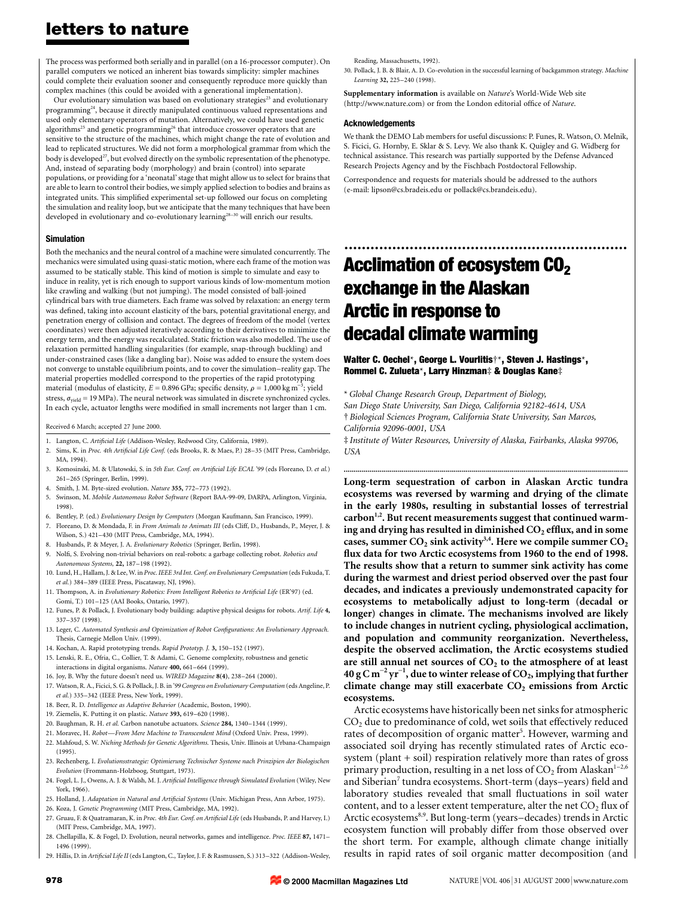The process was performed both serially and in parallel (on a 16-processor computer). On parallel computers we noticed an inherent bias towards simplicity: simpler machines could complete their evaluation sooner and consequently reproduce more quickly than complex machines (this could be avoided with a generational implementation).

Our evolutionary simulation was based on evolutionary strategies[23] and evolutionary programming[24], because it directly manipulated continuous valued representations and used only elementary operators of mutation. Alternatively, we could have used genetic algorithms[25] and genetic programming[26] that introduce crossover operators that are sensitive to the structure of the machines, which might change the rate of evolution and lead to replicated structures. We did not form a morphological grammar from which the body is developed[27], but evolved directly on the symbolic representation of the phenotype. And, instead of separating body (morphology) and brain (control) into separate populations, or providing for a 'neonatal' stage that might allow us to select for brains that are able to learn to control their bodies, we simply applied selection to bodies and brains as integrated units. This simplified experimental set-up followed our focus on completing the simulation and reality loop, but we anticipate that the many techniques that have been developed in evolutionary and co-evolutionary learning[28–30] will enrich our results.

#### Simulation

Both the mechanics and the neural control of a machine were simulated concurrently. The mechanics were simulated using quasi-static motion, where each frame of the motion was assumed to be statically stable. This kind of motion is simple to simulate and easy to induce in reality, yet is rich enough to support various kinds of low-momentum motion like crawling and walking (but not jumping). The model consisted of ball-joined cylindrical bars with true diameters. Each frame was solved by relaxation: an energy term was defined, taking into account elasticity of the bars, potential gravitational energy, and penetration energy of collision and contact. The degrees of freedom of the model (vertex coordinates) were then adjusted iteratively according to their derivatives to minimize the energy term, and the energy was recalculated. Static friction was also modelled. The use of relaxation permitted handling singularities (for example, snap-through buckling) and under-constrained cases (like a dangling bar). Noise was added to ensure the system does not converge to unstable equilibrium points, and to cover the simulation–reality gap. The material properties modelled correspond to the properties of the rapid prototyping material (modulus of elasticity, $E = 0.896$ GPa; specific density, $\rho = 1{,}000\ \mathrm{kg\ m^{-3}}$; yield stress, $\sigma_{yield} = 19$ MPa). The neural network was simulated in discrete synchronized cycles. In each cycle, actuator lengths were modified in small increments not larger than 1 cm.

Received 6 March; accepted 27 June 2000.

1. Langton, C. *Artificial Life* (Addison-Wesley, Redwood City, California, 1989).
2. Sims, K. in *Proc. 4th Artificial Life Conf.* (eds Brooks, R. & Maes, P.) 28–35 (MIT Press, Cambridge, MA, 1994).
3. Komosinski, M. & Ulatowski, S. in *5th Eur. Conf. on Artificial Life ECAL '99* (eds Floreano, D. *et al.*) 261–265 (Springer, Berlin, 1999).
4. Smith, J. M. Byte-sized evolution. *Nature* **355,** 772–773 (1992).
5. Swinson, M. *Mobile Autonomous Robot Software* (Report BAA-99-09, DARPA, Arlington, Virginia, 1998).
6. Bentley, P. (ed.) *Evolutionary Design by Computers* (Morgan Kaufmann, San Francisco, 1999).
7. Floreano, D. & Mondada, F. in *From Animals to Animats III* (eds Cliff, D., Husbands, P., Meyer, J. & Wilson, S.) 421–430 (MIT Press, Cambridge, MA, 1994).
8. Husbands, P. & Meyer, J. A. *Evolutionary Robotics* (Springer, Berlin, 1998).
9. Nolfi, S. Evolving non-trivial behaviors on real-robots: a garbage collecting robot. *Robotics and Autonomous Systems*, **22,** 187–198 (1992).
10. Lund, H., Hallam, J. & Lee, W. in *Proc. IEEE 3rd Int. Conf. on Evolutionary Computation* (eds Fukuda, T. *et al.*) 384–389 (IEEE Press, Piscataway, NJ, 1996).
11. Thompson, A. in *Evolutionary Robotics: From Intelligent Robotics to Artificial Life* (ER'97) (ed. Gomi, T.) 101–125 (AAI Books, Ontario, 1997).
12. Funes, P. & Pollack, J. Evolutionary body building: adaptive physical designs for robots. *Artif. Life* **4,** 337–357 (1998).
13. Leger, C. *Automated Synthesis and Optimization of Robot Configurations: An Evolutionary Approach.* Thesis, Carnegie Mellon Univ. (1999).
14. Kochan, A. Rapid prototyping trends. *Rapid Prototyp. J.* **3,** 150–152 (1997).
15. Lenski, R. E., Ofria, C., Collier, T. & Adami, C. Genome complexity, robustness and genetic interactions in digital organisms. *Nature* **400,** 661–664 (1999).
16. Joy, B. Why the future doesn't need us. *WIRED Magazine* **8(4)**, 238–264 (2000).
17. Watson, R. A., Ficici, S. G. & Pollack, J. B. in *'99 Congress on Evolutionary Computation* (eds Angeline, P. *et al.*) 335–342 (IEEE Press, New York, 1999).
18. Beer, R. D. *Intelligence as Adaptive Behavior* (Academic, Boston, 1990).
19. Ziemelis, K. Putting it on plastic. *Nature* **393,** 619–620 (1998).
20. Baughman, R. H. *et al.* Carbon nanotube actuators. *Science* **284,** 1340–1344 (1999).
21. Moravec, H. *Robot—From Mere Machine to Transcendent Mind* (Oxford Univ. Press, 1999).
22. Mahfoud, S. W. *Niching Methods for Genetic Algorithms.* Thesis, Univ. Illinois at Urbana-Champaign (1995).
23. Rechenberg, I. *Evolutionsstrategie: Optimierung Technischer Systeme nach Prinzipien der Biologischen Evolution* (Frommann-Holzboog, Stuttgart, 1973).
24. Fogel, L. J., Owens, A. J. & Walsh, M. J. *Artificial Intelligence through Simulated Evolution* (Wiley, New York, 1966).
25. Holland, J. *Adaptation in Natural and Artificial Systems* (Univ. Michigan Press, Ann Arbor, 1975).
26. Koza, J. *Genetic Programming* (MIT Press, Cambridge, MA, 1992).
27. Gruau, F. & Quatramaran, K. in *Proc. 4th Eur. Conf. on Artificial Life* (eds Husbands, P. and Harvey, I.) (MIT Press, Cambridge, MA, 1997).
28. Chellapilla, K. & Fogel, D. Evolution, neural networks, games and intelligence. *Proc. IEEE* **87,** 1471–1496 (1999).
29. Hillis, D. in *Artificial Life II* (eds Langton, C., Taylor, J. F. & Rasmussen, S.) 313–322 (Addison-Wesley, Reading, Massachusetts, 1992).
30. Pollack, J. B. & Blair, A. D. Co-evolution in the successful learning of backgammon strategy. *Machine Learning* **32,** 225–240 (1998).

**Supplementary information** is available on *Nature*'s World-Wide Web site (http://www.nature.com) or from the London editorial office of *Nature*.

#### Acknowledgements

We thank the DEMO Lab members for useful discussions: P. Funes, R. Watson, O. Melnik, S. Ficici, G. Hornby, E. Sklar & S. Levy. We also thank K. Quigley and G. Widberg for technical assistance. This research was partially supported by the Defense Advanced Research Projects Agency and by the Fischbach Postdoctoral Fellowship.

Correspondence and requests for materials should be addressed to the authors (e-mail: lipson@cs.bradeis.edu or pollack@cs.brandeis.edu).

# Acclimation of ecosystem $CO_2$ exchange in the Alaskan Arctic in response to decadal climate warming

**Walter C. Oechel\*, George L. Vourlitis†\*, Steven J. Hastings\*, Rommel C. Zulueta\*, Larry Hinzman‡ & Douglas Kane‡**

\* *Global Change Research Group, Department of Biology, San Diego State University, San Diego, California 92182-4614, USA*
† *Biological Sciences Program, California State University, San Marcos, California 92096-0001, USA*
‡ *Institute of Water Resources, University of Alaska, Fairbanks, Alaska 99706, USA*

**Long-term sequestration of carbon in Alaskan Arctic tundra ecosystems was reversed by warming and drying of the climate in the early 1980s, resulting in substantial losses of terrestrial carbon[1,2]. But recent measurements suggest that continued warming and drying has resulted in diminished $CO_2$ efflux, and in some cases, summer $CO_2$ sink activity[3,4]. Here we compile summer $CO_2$ flux data for two Arctic ecosystems from 1960 to the end of 1998. The results show that a return to summer sink activity has come during the warmest and driest period observed over the past four decades, and indicates a previously undemonstrated capacity for ecosystems to metabolically adjust to long-term (decadal or longer) changes in climate. The mechanisms involved are likely to include changes in nutrient cycling, physiological acclimation, and population and community reorganization. Nevertheless, despite the observed acclimation, the Arctic ecosystems studied are still annual net sources of $CO_2$ to the atmosphere of at least $40\ \mathrm{g\ C\ m^{-2}\ yr^{-1}}$, due to winter release of $CO_2$, implying that further climate change may still exacerbate $CO_2$ emissions from Arctic ecosystems.**

Arctic ecosystems have historically been net sinks for atmospheric $CO_2$ due to predominance of cold, wet soils that effectively reduced rates of decomposition of organic matter[5]. However, warming and associated soil drying has recently stimulated rates of Arctic ecosystem (plant + soil) respiration relatively more than rates of gross primary production, resulting in a net loss of $CO_2$ from Alaskan[1–2,6] and Siberian[7] tundra ecosystems. Short-term (days–years) field and laboratory studies revealed that small fluctuations in soil water content, and to a lesser extent temperature, alter the net $CO_2$ flux of Arctic ecosystems[8,9]. But long-term (years–decades) trends in Arctic ecosystem function will probably differ from those observed over the short term. For example, although climate change initially results in rapid rates of soil organic matter decomposition (and